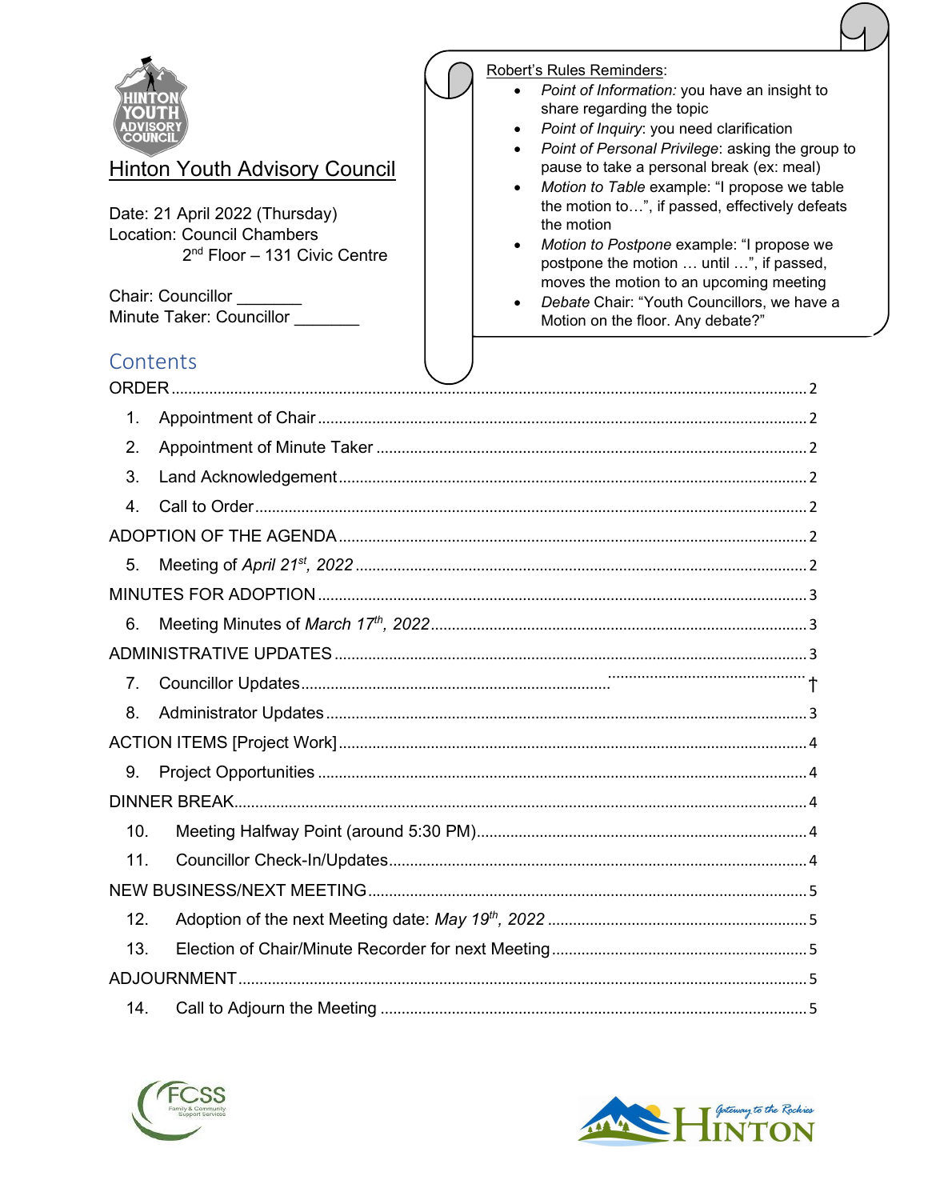# Hinton Youth Advisory Council

Date: 21 April 2022 (Thursday)
Location: Council Chambers
2nd Floor – 131 Civic Centre

Chair: Councillor _______
Minute Taker: Councillor _______

Robert's Rules Reminders:

- *Point of Information:* you have an insight to share regarding the topic
- *Point of Inquiry*: you need clarification
- *Point of Personal Privilege*: asking the group to pause to take a personal break (ex: meal)
- *Motion to Table* example: "I propose we table the motion to…", if passed, effectively defeats the motion
- *Motion to Postpone* example: "I propose we postpone the motion … until …", if passed, moves the motion to an upcoming meeting
- *Debate* Chair: "Youth Councillors, we have a Motion on the floor. Any debate?"

## Contents

ORDER .......... 2

1. Appointment of Chair .......... 2
2. Appointment of Minute Taker .......... 2
3. Land Acknowledgement .......... 2
4. Call to Order .......... 2

ADOPTION OF THE AGENDA .......... 2

5. Meeting of *April 21st, 2022* .......... 2

MINUTES FOR ADOPTION .......... 3

6. Meeting Minutes of *March 17th, 2022* .......... 3

ADMINISTRATIVE UPDATES .......... 3

7. Councillor Updates .......... †
8. Administrator Updates .......... 3

ACTION ITEMS [Project Work] .......... 4

9. Project Opportunities .......... 4

DINNER BREAK .......... 4

10. Meeting Halfway Point (around 5:30 PM) .......... 4
11. Councillor Check-In/Updates .......... 4

NEW BUSINESS/NEXT MEETING .......... 5

12. Adoption of the next Meeting date: *May 19th, 2022* .......... 5
13. Election of Chair/Minute Recorder for next Meeting .......... 5

ADJOURNMENT .......... 5

14. Call to Adjourn the Meeting .......... 5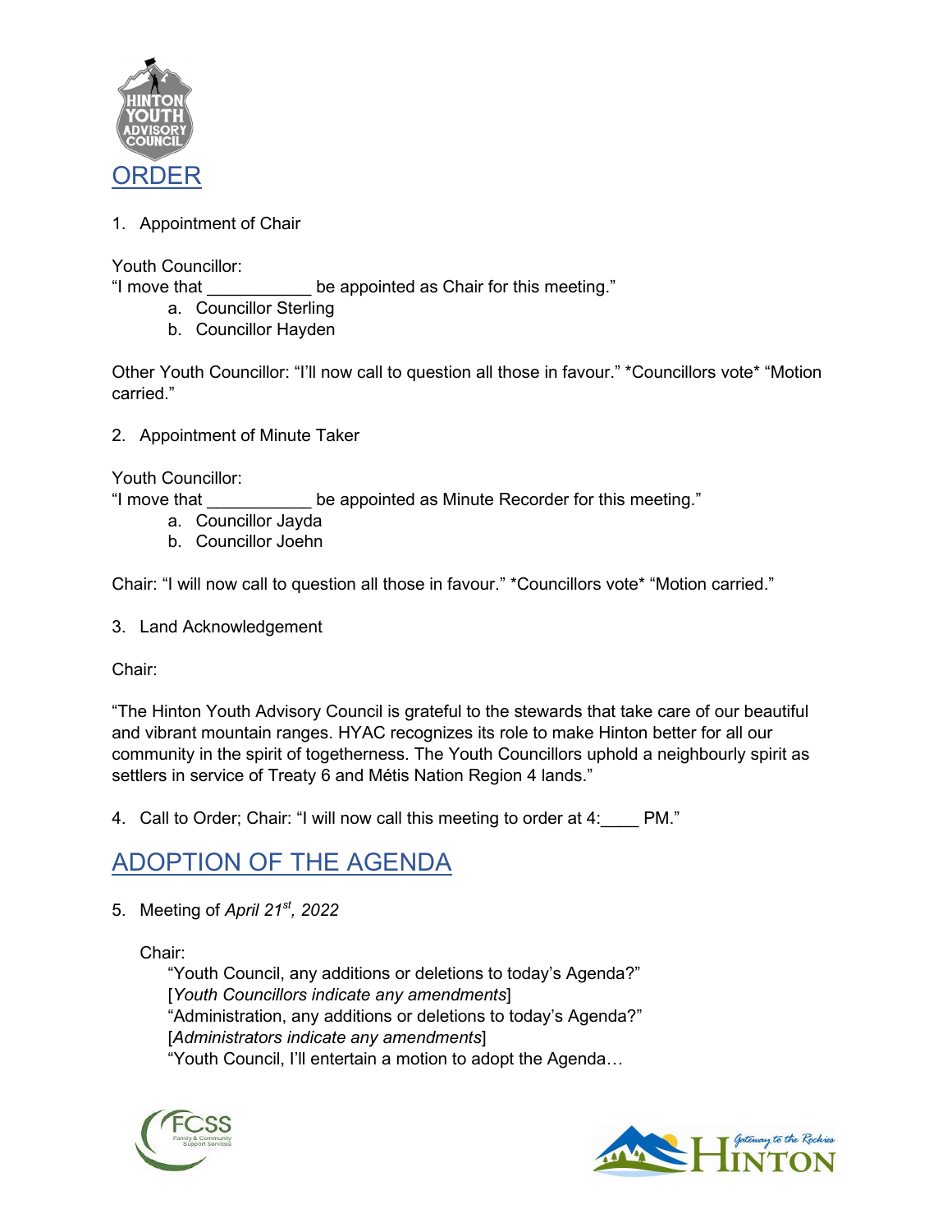## ORDER

1. Appointment of Chair

Youth Councillor:
"I move that ___________ be appointed as Chair for this meeting."

   a. Councillor Sterling
   b. Councillor Hayden

Other Youth Councillor: "I'll now call to question all those in favour." *Councillors vote* "Motion carried."

2. Appointment of Minute Taker

Youth Councillor:
"I move that ___________ be appointed as Minute Recorder for this meeting."

   a. Councillor Jayda
   b. Councillor Joehn

Chair: "I will now call to question all those in favour." *Councillors vote* "Motion carried."

3. Land Acknowledgement

Chair:

"The Hinton Youth Advisory Council is grateful to the stewards that take care of our beautiful and vibrant mountain ranges. HYAC recognizes its role to make Hinton better for all our community in the spirit of togetherness. The Youth Councillors uphold a neighbourly spirit as settlers in service of Treaty 6 and Métis Nation Region 4 lands."

4. Call to Order; Chair: "I will now call this meeting to order at 4:____ PM."

## ADOPTION OF THE AGENDA

5. Meeting of *April 21st, 2022*

   Chair:
   "Youth Council, any additions or deletions to today's Agenda?"
   [*Youth Councillors indicate any amendments*]
   "Administration, any additions or deletions to today's Agenda?"
   [*Administrators indicate any amendments*]
   "Youth Council, I'll entertain a motion to adopt the Agenda…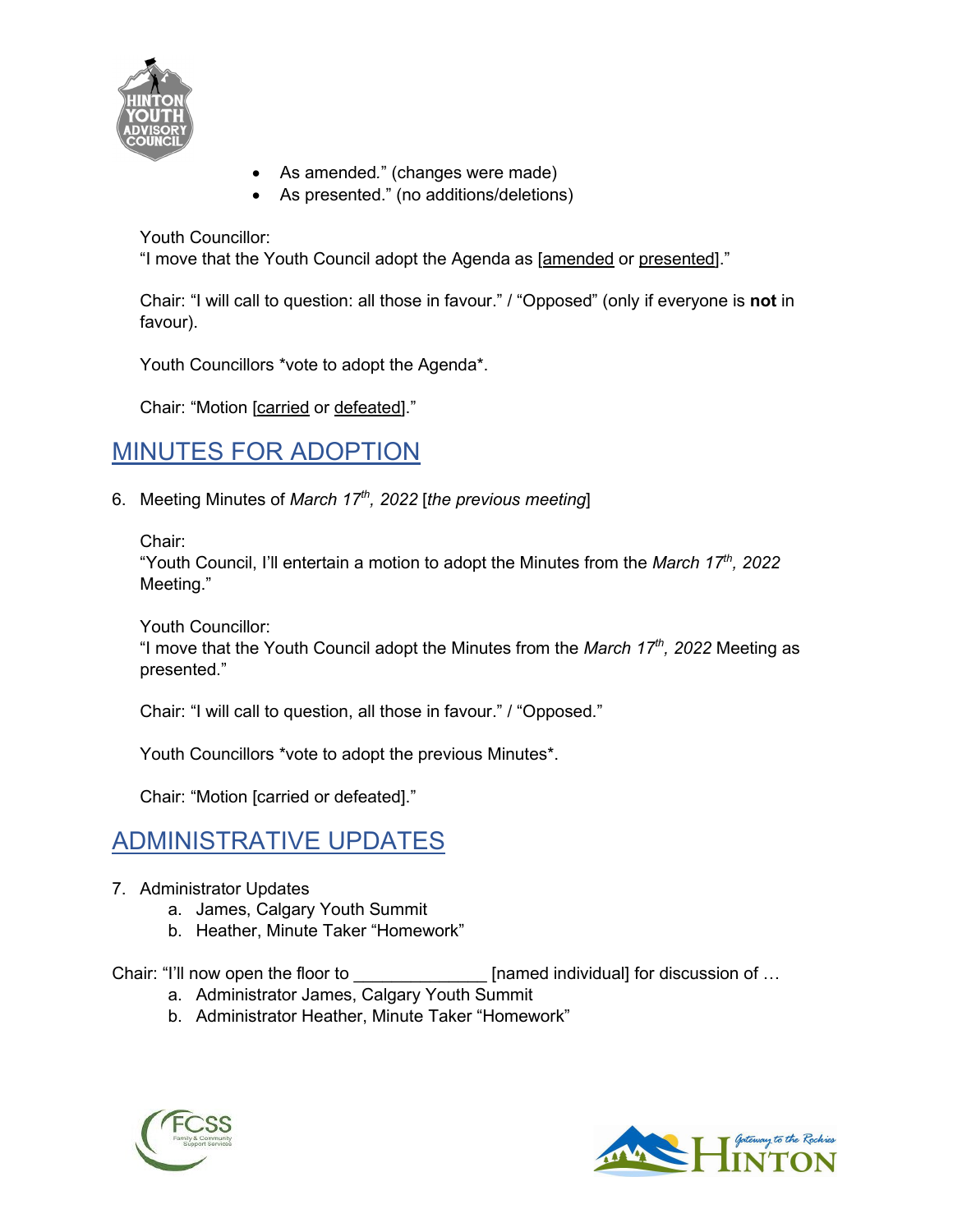- As amended." (changes were made)
- As presented." (no additions/deletions)

Youth Councillor:
"I move that the Youth Council adopt the Agenda as [amended or presented]."

Chair: "I will call to question: all those in favour." / "Opposed" (only if everyone is **not** in favour).

Youth Councillors *vote to adopt the Agenda*.

Chair: "Motion [carried or defeated]."

## MINUTES FOR ADOPTION

6. Meeting Minutes of *March 17th, 2022* [*the previous meeting*]

   Chair:
   "Youth Council, I'll entertain a motion to adopt the Minutes from the *March 17th, 2022* Meeting."

   Youth Councillor:
   "I move that the Youth Council adopt the Minutes from the *March 17th, 2022* Meeting as presented."

   Chair: "I will call to question, all those in favour." / "Opposed."

   Youth Councillors *vote to adopt the previous Minutes*.

   Chair: "Motion [carried or defeated]."

## ADMINISTRATIVE UPDATES

7. Administrator Updates
   a. James, Calgary Youth Summit
   b. Heather, Minute Taker "Homework"

Chair: "I'll now open the floor to ______________ [named individual] for discussion of …
   a. Administrator James, Calgary Youth Summit
   b. Administrator Heather, Minute Taker "Homework"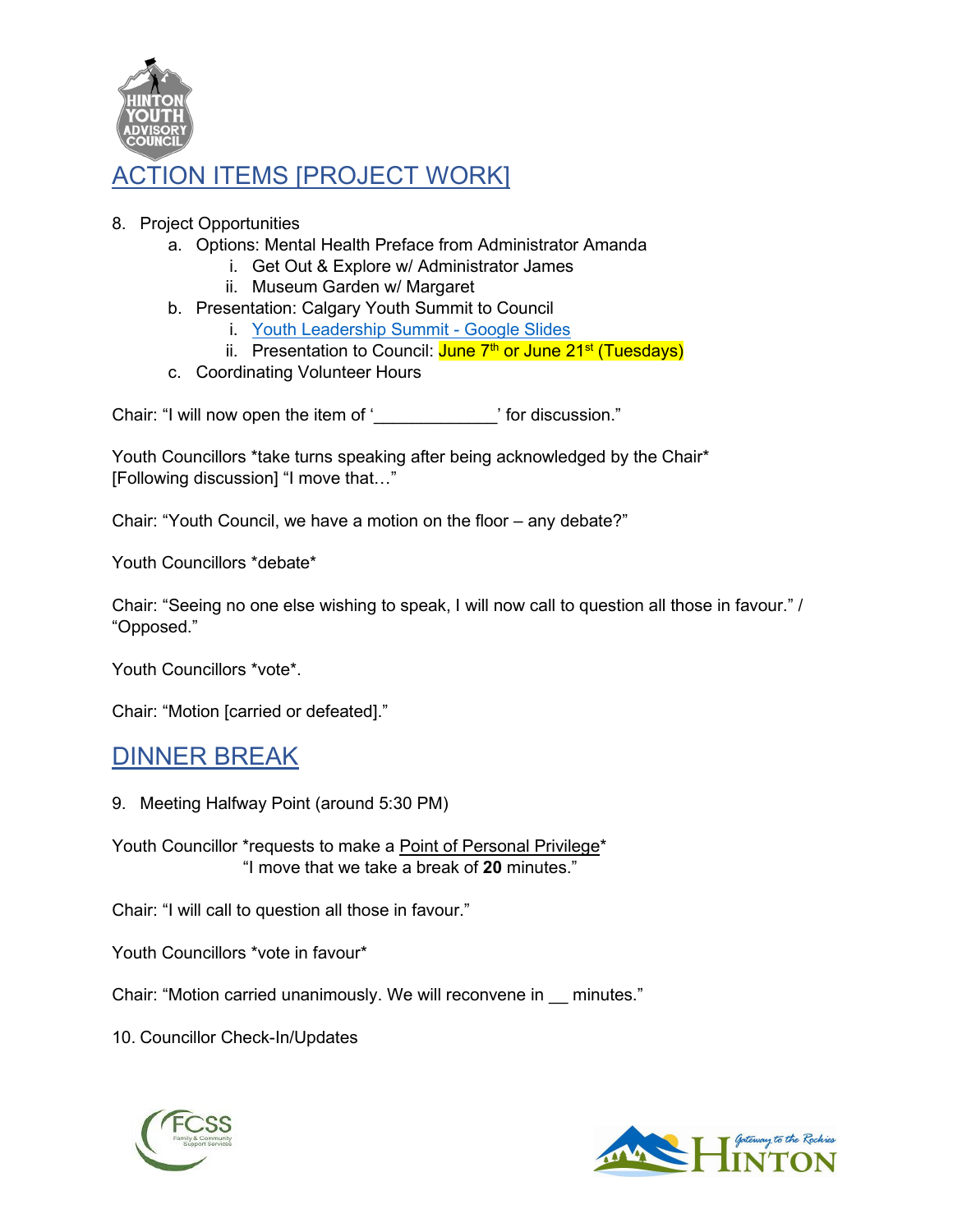## ACTION ITEMS [PROJECT WORK]

8. Project Opportunities
   a. Options: Mental Health Preface from Administrator Amanda
      i. Get Out & Explore w/ Administrator James
      ii. Museum Garden w/ Margaret
   b. Presentation: Calgary Youth Summit to Council
      i. Youth Leadership Summit - Google Slides
      ii. Presentation to Council: June 7th or June 21st (Tuesdays)
   c. Coordinating Volunteer Hours

Chair: "I will now open the item of '_____________' for discussion."

Youth Councillors *take turns speaking after being acknowledged by the Chair*
[Following discussion] "I move that…"

Chair: "Youth Council, we have a motion on the floor – any debate?"

Youth Councillors *debate*

Chair: "Seeing no one else wishing to speak, I will now call to question all those in favour." / "Opposed."

Youth Councillors *vote*.

Chair: "Motion [carried or defeated]."

## DINNER BREAK

9. Meeting Halfway Point (around 5:30 PM)

Youth Councillor *requests to make a Point of Personal Privilege*
"I move that we take a break of **20** minutes."

Chair: "I will call to question all those in favour."

Youth Councillors *vote in favour*

Chair: "Motion carried unanimously. We will reconvene in __ minutes."

10. Councillor Check-In/Updates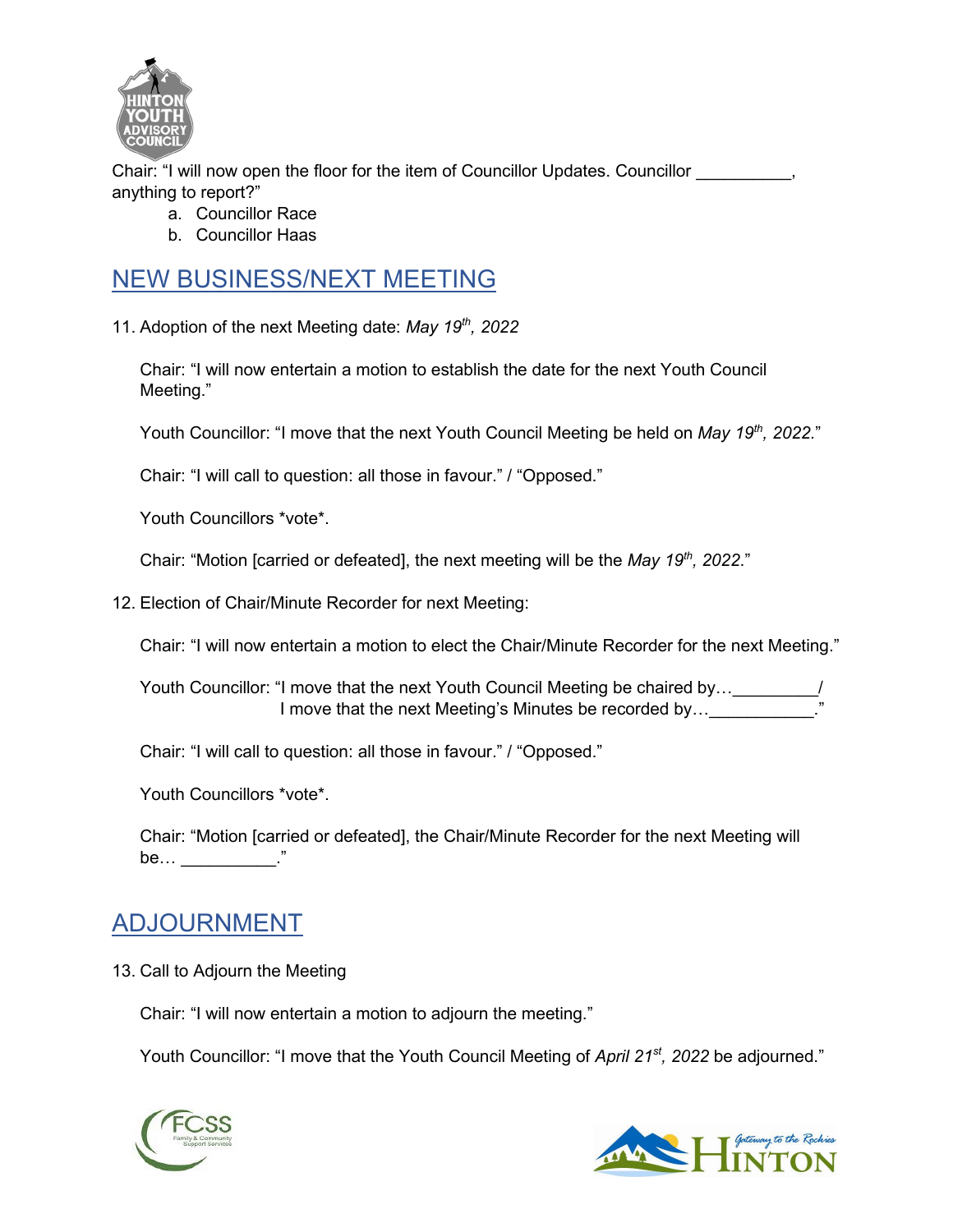Chair: "I will now open the floor for the item of Councillor Updates. Councillor __________, anything to report?"

a. Councillor Race
b. Councillor Haas

## NEW BUSINESS/NEXT MEETING

11. Adoption of the next Meeting date: *May 19th, 2022*

Chair: "I will now entertain a motion to establish the date for the next Youth Council Meeting."

Youth Councillor: "I move that the next Youth Council Meeting be held on *May 19th, 2022.*"

Chair: "I will call to question: all those in favour." / "Opposed."

Youth Councillors *vote*.

Chair: "Motion [carried or defeated], the next meeting will be the *May 19th, 2022*."

12. Election of Chair/Minute Recorder for next Meeting:

Chair: "I will now entertain a motion to elect the Chair/Minute Recorder for the next Meeting."

Youth Councillor: "I move that the next Youth Council Meeting be chaired by…_________/
I move that the next Meeting's Minutes be recorded by…___________."

Chair: "I will call to question: all those in favour." / "Opposed."

Youth Councillors *vote*.

Chair: "Motion [carried or defeated], the Chair/Minute Recorder for the next Meeting will be… __________."

## ADJOURNMENT

13. Call to Adjourn the Meeting

Chair: "I will now entertain a motion to adjourn the meeting."

Youth Councillor: "I move that the Youth Council Meeting of *April 21st, 2022* be adjourned."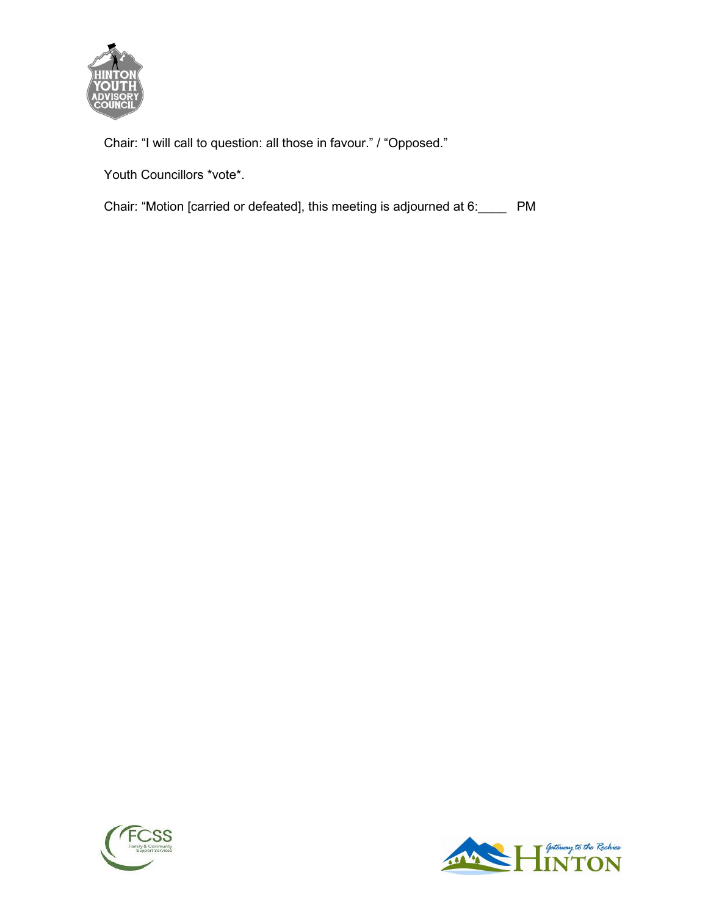Chair: "I will call to question: all those in favour." / "Opposed."

Youth Councillors *vote*.

Chair: "Motion [carried or defeated], this meeting is adjourned at 6:____ PM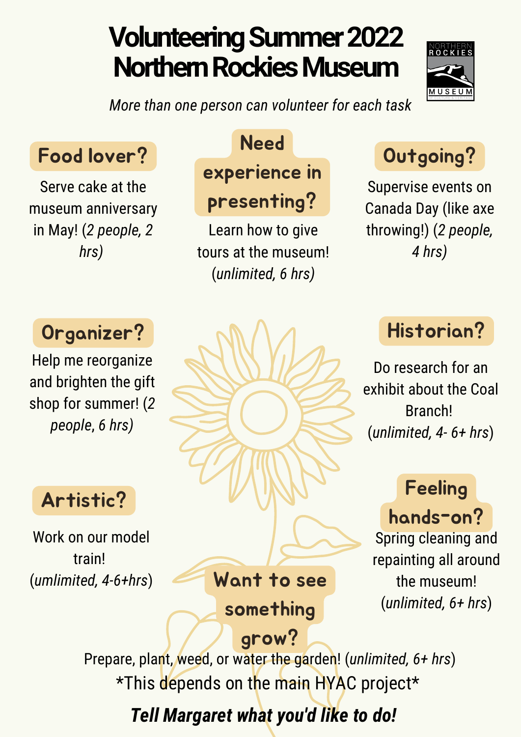# Volunteering Summer 2022
# Northern Rockies Museum

*More than one person can volunteer for each task*

## Food lover?

Serve cake at the museum anniversary in May! (*2 people, 2 hrs)*

## Need experience in presenting?

Learn how to give tours at the museum! (*unlimited, 6 hrs*)

## Outgoing?

Supervise events on Canada Day (like axe throwing!) (*2 people, 4 hrs)*

## Organizer?

Help me reorganize and brighten the gift shop for summer! (*2 people*, *6 hrs)*

## Historian?

Do research for an exhibit about the Coal Branch! (*unlimited, 4- 6+ hrs*)

## Artistic?

Work on our model train! (*umlimited, 4-6+hrs*)

## Feeling hands-on?

Spring cleaning and repainting all around the museum! (*unlimited, 6+ hrs*)

## Want to see something grow?

Prepare, plant, weed, or water the garden! (*unlimited, 6+ hrs*)

*This depends on the main HYAC project*

***Tell Margaret what you'd like to do!***